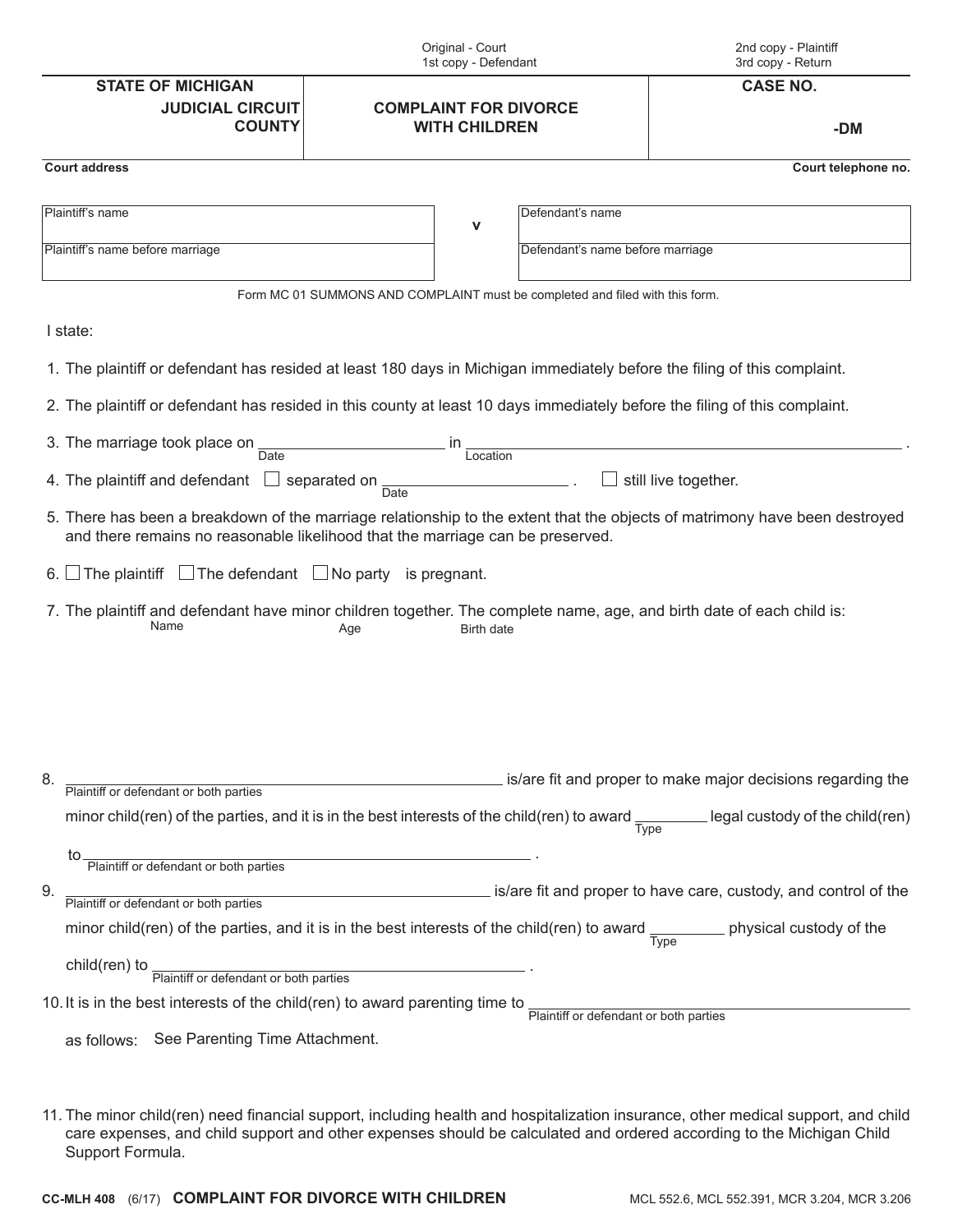Original - Court
1st copy - Defendant

2nd copy - Plaintiff
3rd copy - Return

| STATE OF MICHIGAN<br>JUDICIAL CIRCUIT<br>COUNTY | **COMPLAINT FOR DIVORCE WITH CHILDREN** | **CASE NO.**<br><br>-DM |
|---|---|---|

**Court address** **Court telephone no.**

| Plaintiff's name | v | Defendant's name |
|---|---|---|
| Plaintiff's name before marriage | | Defendant's name before marriage |

Form MC 01 SUMMONS AND COMPLAINT must be completed and filed with this form.

I state:

1. The plaintiff or defendant has resided at least 180 days in Michigan immediately before the filing of this complaint.

2. The plaintiff or defendant has resided in this county at least 10 days immediately before the filing of this complaint.

3. The marriage took place on ______________________ (Date) in ______________________ (Location).

4. The plaintiff and defendant ☐ separated on ______________________ (Date). ☐ still live together.

5. There has been a breakdown of the marriage relationship to the extent that the objects of matrimony have been destroyed and there remains no reasonable likelihood that the marriage can be preserved.

6. ☐ The plaintiff ☐ The defendant ☐ No party is pregnant.

7. The plaintiff and defendant have minor children together. The complete name, age, and birth date of each child is:

| Name | Age | Birth date |
|---|---|---|
| | | |

8. ______________________ (Plaintiff or defendant or both parties) is/are fit and proper to make major decisions regarding the minor child(ren) of the parties, and it is in the best interests of the child(ren) to award ________ (Type) legal custody of the child(ren) to ______________________ (Plaintiff or defendant or both parties).

9. ______________________ (Plaintiff or defendant or both parties) is/are fit and proper to have care, custody, and control of the minor child(ren) of the parties, and it is in the best interests of the child(ren) to award ________ (Type) physical custody of the child(ren) to ______________________ (Plaintiff or defendant or both parties).

10. It is in the best interests of the child(ren) to award parenting time to ______________________ (Plaintiff or defendant or both parties) as follows: See Parenting Time Attachment.

11. The minor child(ren) need financial support, including health and hospitalization insurance, other medical support, and child care expenses, and child support and other expenses should be calculated and ordered according to the Michigan Child Support Formula.

**CC-MLH 408** (6/17) **COMPLAINT FOR DIVORCE WITH CHILDREN** MCL 552.6, MCL 552.391, MCR 3.204, MCR 3.206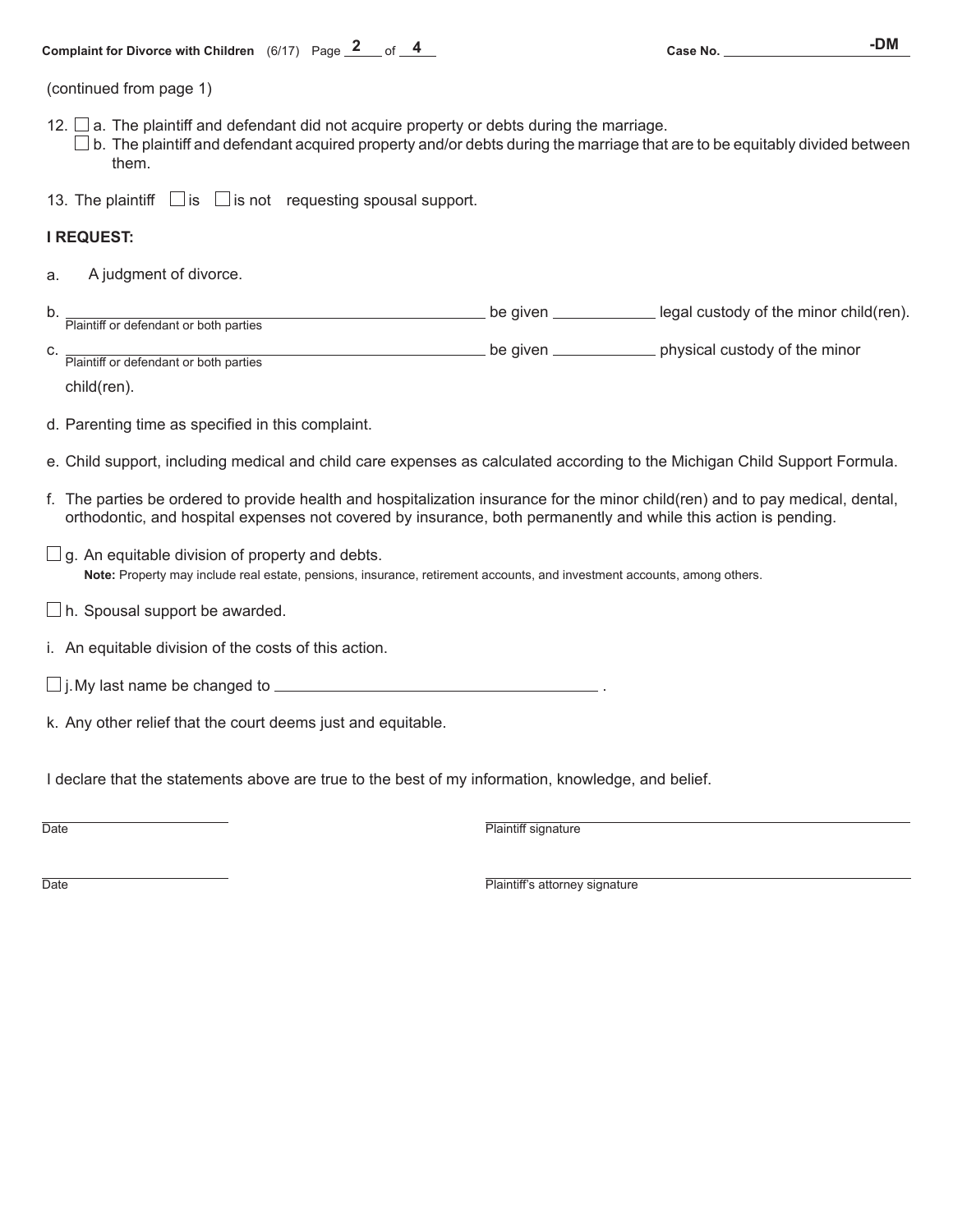Case No. ____________________-DM

(continued from page 1)

12. ☐ a. The plaintiff and defendant did not acquire property or debts during the marriage.
    ☐ b. The plaintiff and defendant acquired property and/or debts during the marriage that are to be equitably divided between them.

13. The plaintiff ☐ is ☐ is not requesting spousal support.

**I REQUEST:**

a. A judgment of divorce.

b. ______________________________ be given __________ legal custody of the minor child(ren).
   Plaintiff or defendant or both parties

c. ______________________________ be given __________ physical custody of the minor child(ren).
   Plaintiff or defendant or both parties

d. Parenting time as specified in this complaint.

e. Child support, including medical and child care expenses as calculated according to the Michigan Child Support Formula.

f. The parties be ordered to provide health and hospitalization insurance for the minor child(ren) and to pay medical, dental, orthodontic, and hospital expenses not covered by insurance, both permanently and while this action is pending.

☐ g. An equitable division of property and debts.
   **Note:** Property may include real estate, pensions, insurance, retirement accounts, and investment accounts, among others.

☐ h. Spousal support be awarded.

i. An equitable division of the costs of this action.

☐ j. My last name be changed to ______________________________ .

k. Any other relief that the court deems just and equitable.

I declare that the statements above are true to the best of my information, knowledge, and belief.

____________________ ______________________________
Date Plaintiff signature

____________________ ______________________________
Date Plaintiff's attorney signature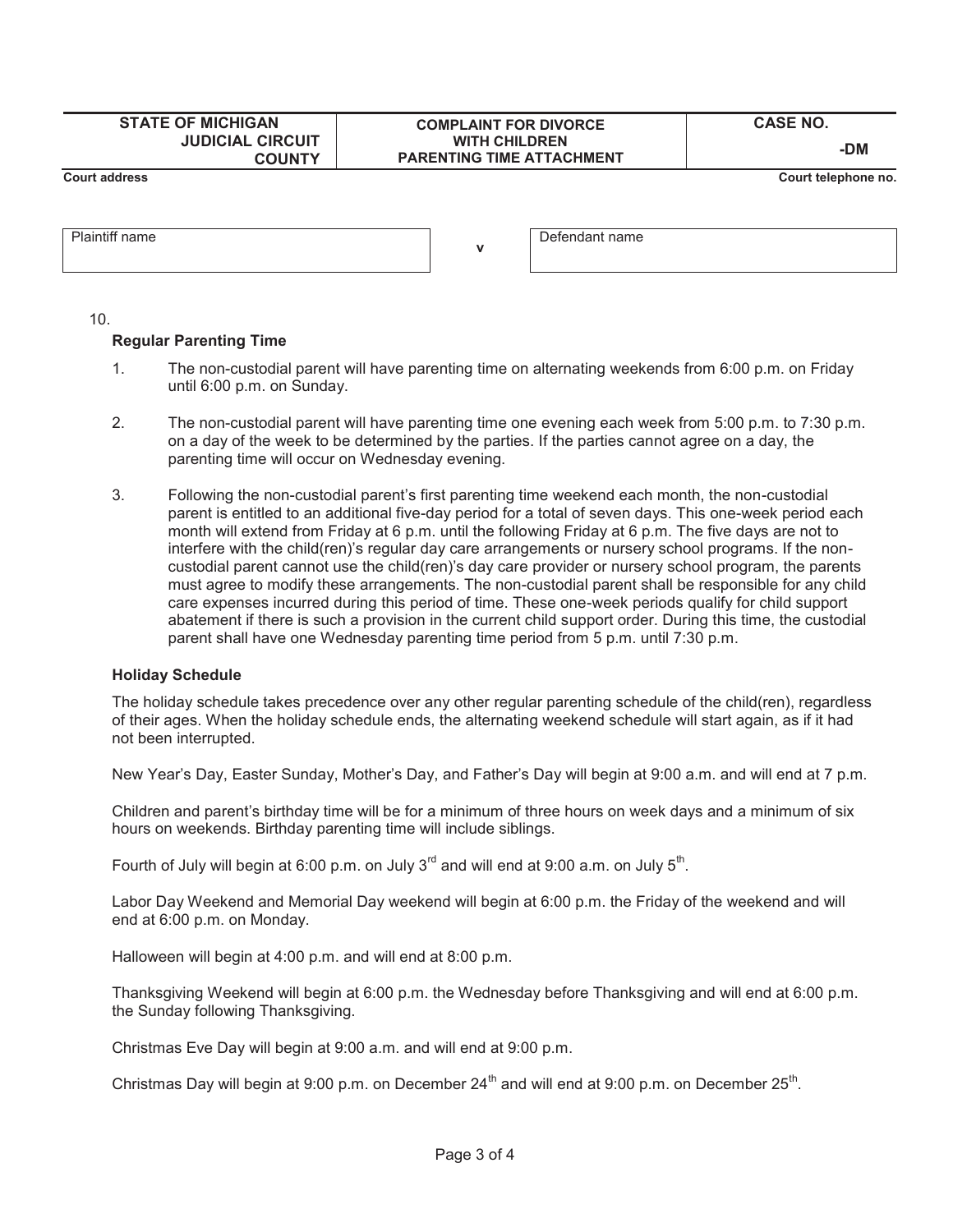| STATE OF MICHIGAN JUDICIAL CIRCUIT COUNTY | COMPLAINT FOR DIVORCE WITH CHILDREN PARENTING TIME ATTACHMENT | CASE NO. -DM |
|---|---|---|

**Court address** | **Court telephone no.**

| Plaintiff name | v | Defendant name |
|---|---|---|

10.

**Regular Parenting Time**

1. The non-custodial parent will have parenting time on alternating weekends from 6:00 p.m. on Friday until 6:00 p.m. on Sunday.

2. The non-custodial parent will have parenting time one evening each week from 5:00 p.m. to 7:30 p.m. on a day of the week to be determined by the parties. If the parties cannot agree on a day, the parenting time will occur on Wednesday evening.

3. Following the non-custodial parent's first parenting time weekend each month, the non-custodial parent is entitled to an additional five-day period for a total of seven days. This one-week period each month will extend from Friday at 6 p.m. until the following Friday at 6 p.m. The five days are not to interfere with the child(ren)'s regular day care arrangements or nursery school programs. If the non-custodial parent cannot use the child(ren)'s day care provider or nursery school program, the parents must agree to modify these arrangements. The non-custodial parent shall be responsible for any child care expenses incurred during this period of time. These one-week periods qualify for child support abatement if there is such a provision in the current child support order. During this time, the custodial parent shall have one Wednesday parenting time period from 5 p.m. until 7:30 p.m.

**Holiday Schedule**

The holiday schedule takes precedence over any other regular parenting schedule of the child(ren), regardless of their ages. When the holiday schedule ends, the alternating weekend schedule will start again, as if it had not been interrupted.

New Year's Day, Easter Sunday, Mother's Day, and Father's Day will begin at 9:00 a.m. and will end at 7 p.m.

Children and parent's birthday time will be for a minimum of three hours on week days and a minimum of six hours on weekends. Birthday parenting time will include siblings.

Fourth of July will begin at 6:00 p.m. on July 3rd and will end at 9:00 a.m. on July 5th.

Labor Day Weekend and Memorial Day weekend will begin at 6:00 p.m. the Friday of the weekend and will end at 6:00 p.m. on Monday.

Halloween will begin at 4:00 p.m. and will end at 8:00 p.m.

Thanksgiving Weekend will begin at 6:00 p.m. the Wednesday before Thanksgiving and will end at 6:00 p.m. the Sunday following Thanksgiving.

Christmas Eve Day will begin at 9:00 a.m. and will end at 9:00 p.m.

Christmas Day will begin at 9:00 p.m. on December 24th and will end at 9:00 p.m. on December 25th.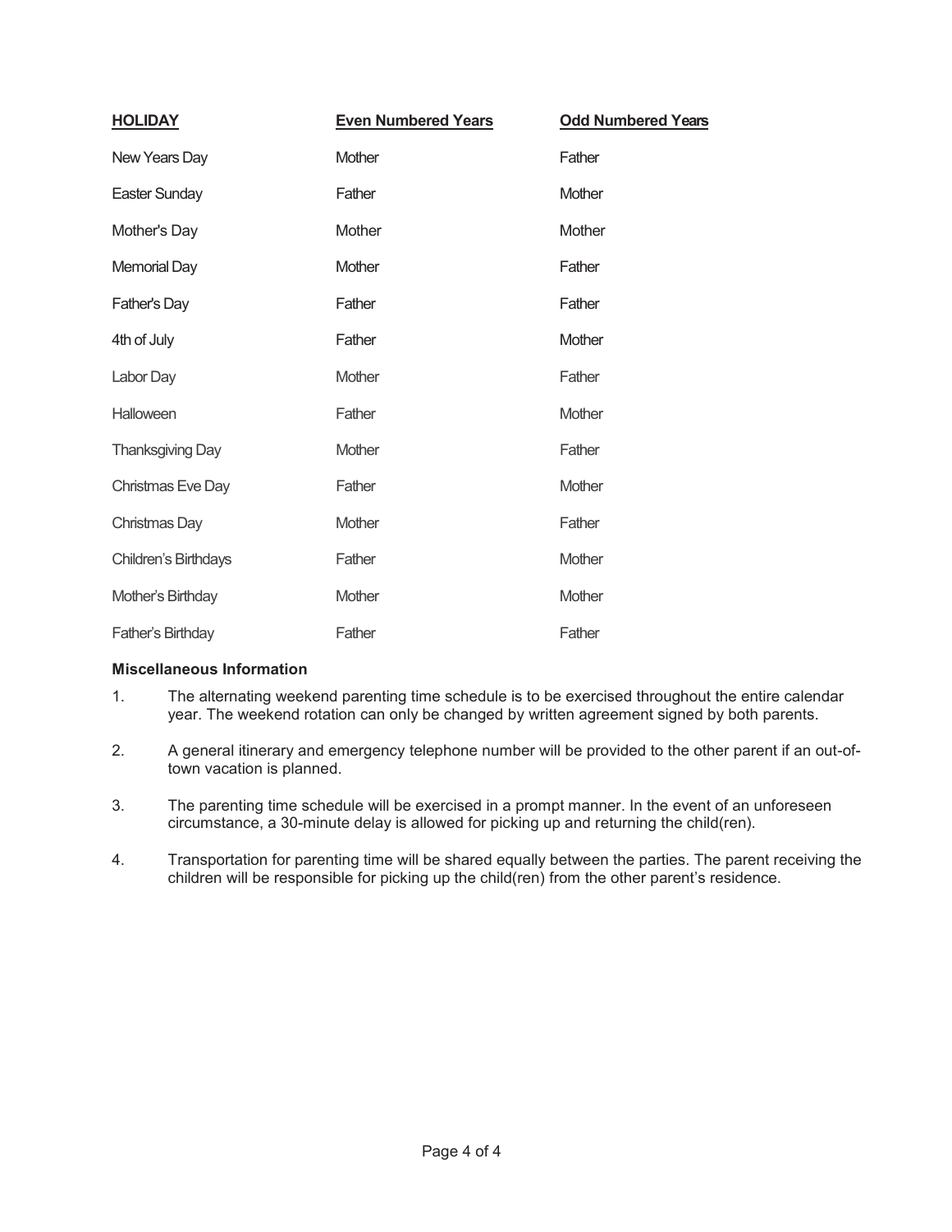| HOLIDAY | Even Numbered Years | Odd Numbered Years |
|---|---|---|
| New Years Day | Mother | Father |
| Easter Sunday | Father | Mother |
| Mother's Day | Mother | Mother |
| Memorial Day | Mother | Father |
| Father's Day | Father | Father |
| 4th of July | Father | Mother |
| Labor Day | Mother | Father |
| Halloween | Father | Mother |
| Thanksgiving Day | Mother | Father |
| Christmas Eve Day | Father | Mother |
| Christmas Day | Mother | Father |
| Children's Birthdays | Father | Mother |
| Mother's Birthday | Mother | Mother |
| Father's Birthday | Father | Father |

**Miscellaneous Information**

1. The alternating weekend parenting time schedule is to be exercised throughout the entire calendar year. The weekend rotation can only be changed by written agreement signed by both parents.

2. A general itinerary and emergency telephone number will be provided to the other parent if an out-of-town vacation is planned.

3. The parenting time schedule will be exercised in a prompt manner. In the event of an unforeseen circumstance, a 30-minute delay is allowed for picking up and returning the child(ren).

4. Transportation for parenting time will be shared equally between the parties. The parent receiving the children will be responsible for picking up the child(ren) from the other parent's residence.